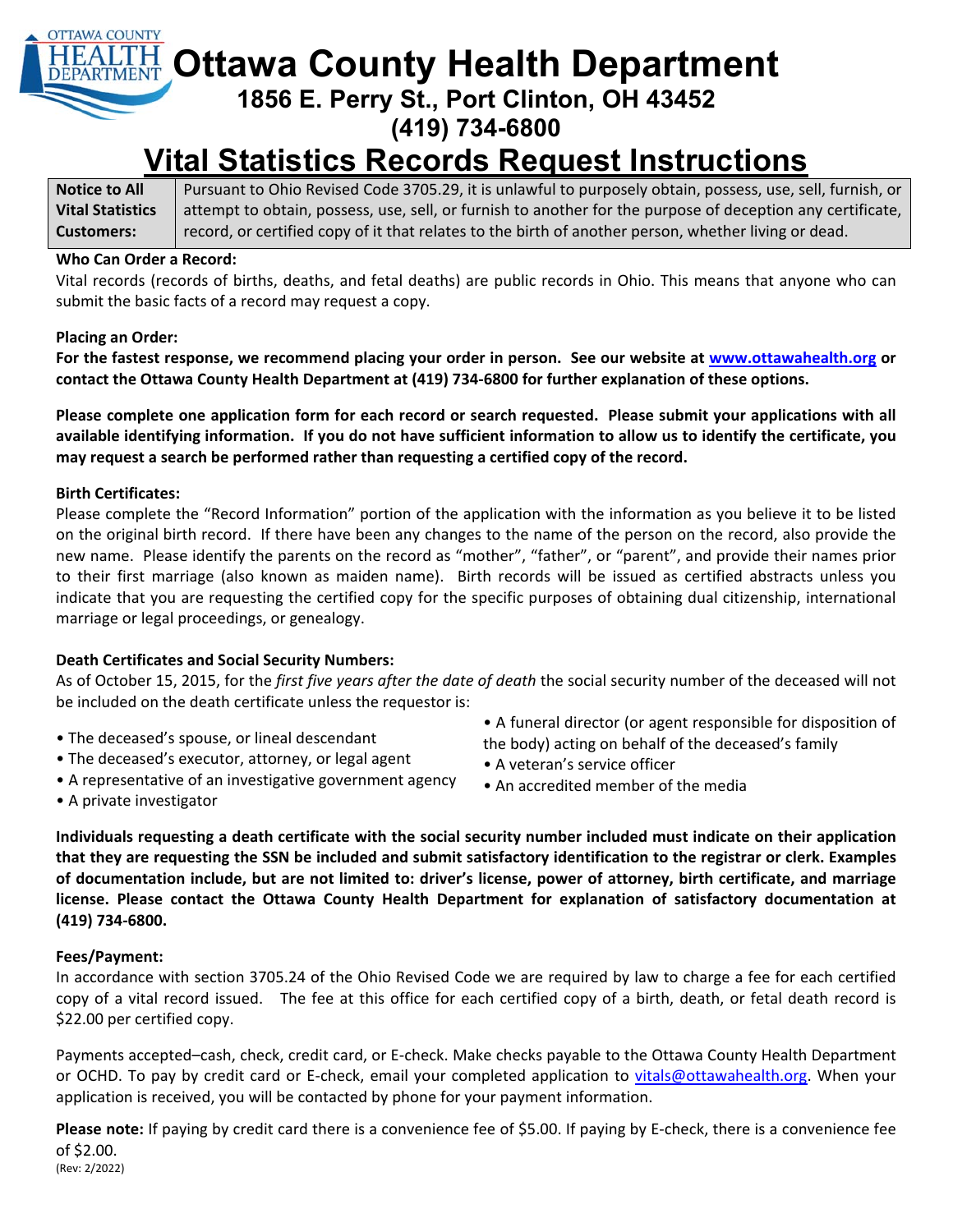# Ottawa County Health Department

## 1856 E. Perry St., Port Clinton, OH 43452

## (419) 734-6800

# Vital Statistics Records Request Instructions

| **Notice to All Vital Statistics Customers:** | Pursuant to Ohio Revised Code 3705.29, it is unlawful to purposely obtain, possess, use, sell, furnish, or attempt to obtain, possess, use, sell, or furnish to another for the purpose of deception any certificate, record, or certified copy of it that relates to the birth of another person, whether living or dead. |
|---|---|

**Who Can Order a Record:**

Vital records (records of births, deaths, and fetal deaths) are public records in Ohio. This means that anyone who can submit the basic facts of a record may request a copy.

**Placing an Order:**

**For the fastest response, we recommend placing your order in person. See our website at www.ottawahealth.org or contact the Ottawa County Health Department at (419) 734-6800 for further explanation of these options.**

**Please complete one application form for each record or search requested. Please submit your applications with all available identifying information. If you do not have sufficient information to allow us to identify the certificate, you may request a search be performed rather than requesting a certified copy of the record.**

**Birth Certificates:**

Please complete the "Record Information" portion of the application with the information as you believe it to be listed on the original birth record. If there have been any changes to the name of the person on the record, also provide the new name. Please identify the parents on the record as "mother", "father", or "parent", and provide their names prior to their first marriage (also known as maiden name). Birth records will be issued as certified abstracts unless you indicate that you are requesting the certified copy for the specific purposes of obtaining dual citizenship, international marriage or legal proceedings, or genealogy.

**Death Certificates and Social Security Numbers:**

As of October 15, 2015, for the *first five years after the date of death* the social security number of the deceased will not be included on the death certificate unless the requestor is:

- The deceased's spouse, or lineal descendant
- The deceased's executor, attorney, or legal agent
- A representative of an investigative government agency
- A private investigator
- A funeral director (or agent responsible for disposition of the body) acting on behalf of the deceased's family
- A veteran's service officer
- An accredited member of the media

**Individuals requesting a death certificate with the social security number included must indicate on their application that they are requesting the SSN be included and submit satisfactory identification to the registrar or clerk. Examples of documentation include, but are not limited to: driver's license, power of attorney, birth certificate, and marriage license. Please contact the Ottawa County Health Department for explanation of satisfactory documentation at (419) 734-6800.**

**Fees/Payment:**

In accordance with section 3705.24 of the Ohio Revised Code we are required by law to charge a fee for each certified copy of a vital record issued. The fee at this office for each certified copy of a birth, death, or fetal death record is $22.00 per certified copy.

Payments accepted–cash, check, credit card, or E-check. Make checks payable to the Ottawa County Health Department or OCHD. To pay by credit card or E-check, email your completed application to vitals@ottawahealth.org. When your application is received, you will be contacted by phone for your payment information.

**Please note:** If paying by credit card there is a convenience fee of $5.00. If paying by E-check, there is a convenience fee of $2.00.

(Rev: 2/2022)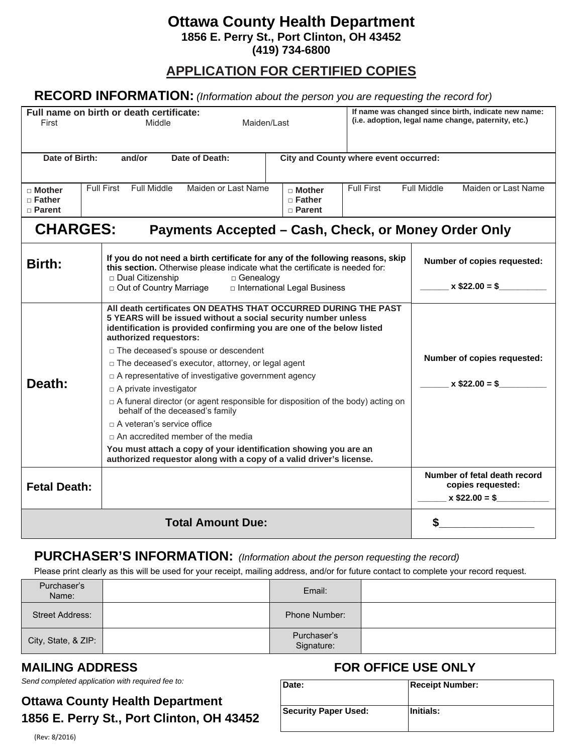# Ottawa County Health Department

**1856 E. Perry St., Port Clinton, OH 43452**
**(419) 734-6800**

## APPLICATION FOR CERTIFIED COPIES

### RECORD INFORMATION: *(Information about the person you are requesting the record for)*

| | | | |
|---|---|---|---|
| **Full name on birth or death certificate:** First / Middle / Maiden/Last | | | **If name was changed since birth, indicate new name: (i.e. adoption, legal name change, paternity, etc.)** |
| **Date of Birth:** **and/or** **Date of Death:** | | **City and County where event occurred:** | |
| □ **Mother** □ **Father** □ **Parent** | Full First / Full Middle / Maiden or Last Name | □ **Mother** □ **Father** □ **Parent** | Full First / Full Middle / Maiden or Last Name |

### CHARGES: Payments Accepted – Cash, Check, or Money Order Only

| | | |
|---|---|---|
| **Birth:** | **If you do not need a birth certificate for any of the following reasons, skip this section.** Otherwise please indicate what the certificate is needed for: □ Dual Citizenship □ Genealogy □ Out of Country Marriage □ International Legal Business | **Number of copies requested:** ______ x $22.00 = $__________ |
| **Death:** | **All death certificates ON DEATHS THAT OCCURRED DURING THE PAST 5 YEARS will be issued without a social security number unless identification is provided confirming you are one of the below listed authorized requestors:** □ The deceased's spouse or descendent □ The deceased's executor, attorney, or legal agent □ A representative of investigative government agency □ A private investigator □ A funeral director (or agent responsible for disposition of the body) acting on behalf of the deceased's family □ A veteran's service office □ An accredited member of the media **You must attach a copy of your identification showing you are an authorized requestor along with a copy of a valid driver's license.** | **Number of copies requested:** ______ x $22.00 = $__________ |
| **Fetal Death:** | | **Number of fetal death record copies requested:** ______ x $22.00 = $___________ |
| **Total Amount Due:** | | $________________ |

### PURCHASER'S INFORMATION: *(Information about the person requesting the record)*

Please print clearly as this will be used for your receipt, mailing address, and/or for future contact to complete your record request.

| | | | |
|---|---|---|---|
| Purchaser's Name: | | Email: | |
| Street Address: | | Phone Number: | |
| City, State, & ZIP: | | Purchaser's Signature: | |

### MAILING ADDRESS

*Send completed application with required fee to:*

**Ottawa County Health Department**
**1856 E. Perry St., Port Clinton, OH 43452**

### FOR OFFICE USE ONLY

| | |
|---|---|
| **Date:** | **Receipt Number:** |
| **Security Paper Used:** | **Initials:** |

(Rev: 8/2016)